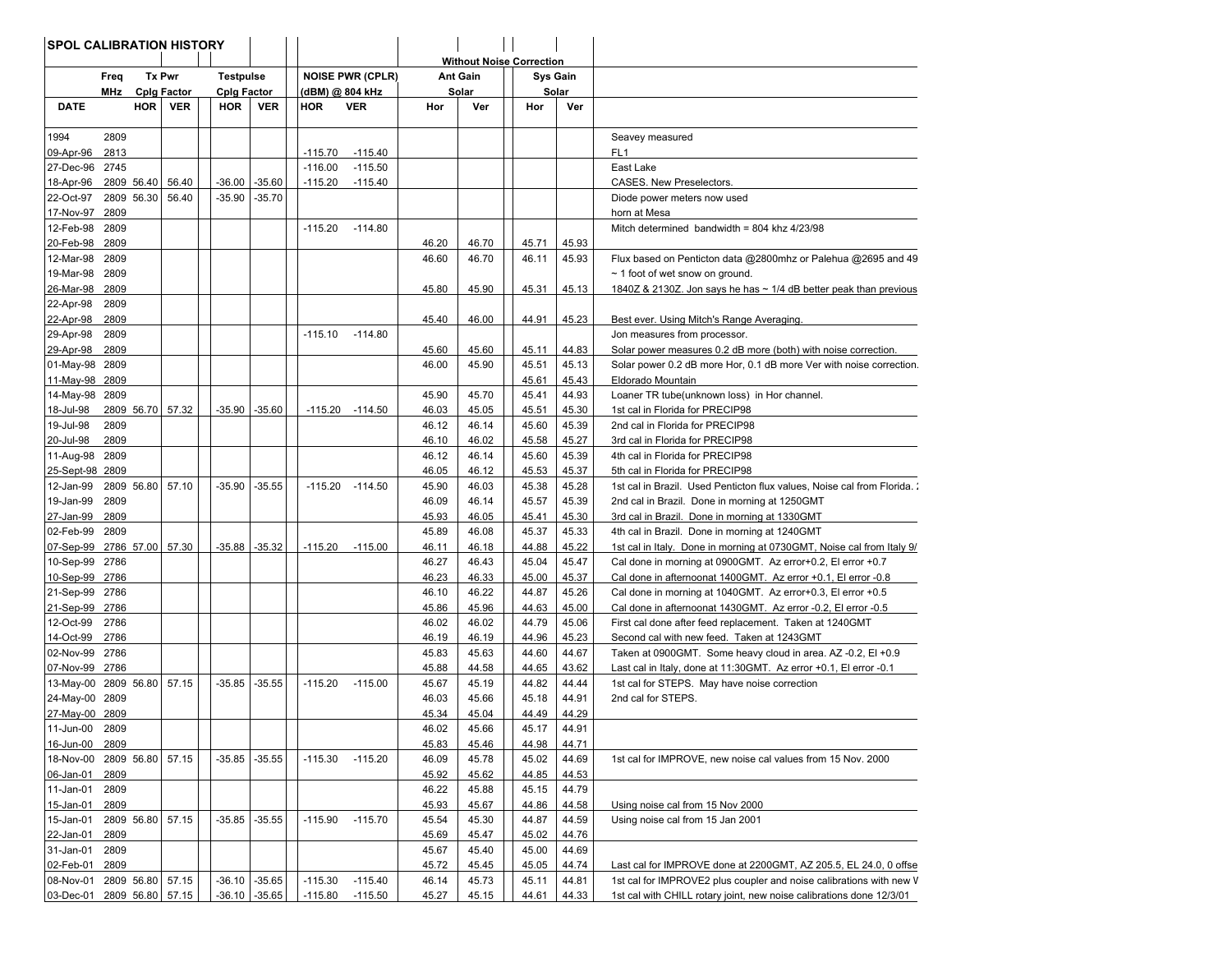# SPOL CALIBRATION HISTORY

| DATE | Freq MHz | Tx Pwr Cplg Factor HOR | Tx Pwr Cplg Factor VER | Testpulse Cplg Factor HOR | Testpulse Cplg Factor VER | NOISE PWR (CPLR) (dBM) @ 804 kHz HOR | NOISE PWR (CPLR) (dBM) @ 804 kHz VER | Without Noise Correction Ant Gain Solar Hor | Without Noise Correction Ant Gain Solar Ver | Without Noise Correction Sys Gain Solar Hor | Without Noise Correction Sys Gain Solar Ver | |
|---|---|---|---|---|---|---|---|---|---|---|---|---|
| 1994 | 2809 | | | | | | | | | | | Seavey measured |
| 09-Apr-96 | 2813 | | | | | -115.70 | -115.40 | | | | | FL1 |
| 27-Dec-96 | 2745 | | | | | -116.00 | -115.50 | | | | | East Lake |
| 18-Apr-96 | 2809 | 56.40 | 56.40 | -36.00 | -35.60 | -115.20 | -115.40 | | | | | CASES. New Preselectors. |
| 22-Oct-97 | 2809 | 56.30 | 56.40 | -35.90 | -35.70 | | | | | | | Diode power meters now used |
| 17-Nov-97 | 2809 | | | | | | | | | | | horn at Mesa |
| 12-Feb-98 | 2809 | | | | | -115.20 | -114.80 | | | | | Mitch determined bandwidth = 804 khz 4/23/98 |
| 20-Feb-98 | 2809 | | | | | | | 46.20 | 46.70 | 45.71 | 45.93 | |
| 12-Mar-98 | 2809 | | | | | | | 46.60 | 46.70 | 46.11 | 45.93 | Flux based on Penticton data @2800mhz or Palehua @2695 and 49 |
| 19-Mar-98 | 2809 | | | | | | | | | | | ~ 1 foot of wet snow on ground. |
| 26-Mar-98 | 2809 | | | | | | | 45.80 | 45.90 | 45.31 | 45.13 | 1840Z & 2130Z. Jon says he has ~ 1/4 dB better peak than previous |
| 22-Apr-98 | 2809 | | | | | | | | | | | |
| 22-Apr-98 | 2809 | | | | | | | 45.40 | 46.00 | 44.91 | 45.23 | Best ever. Using Mitch's Range Averaging. |
| 29-Apr-98 | 2809 | | | | | -115.10 | -114.80 | | | | | Jon measures from processor. |
| 29-Apr-98 | 2809 | | | | | | | 45.60 | 45.60 | 45.11 | 44.83 | Solar power measures 0.2 dB more (both) with noise correction. |
| 01-May-98 | 2809 | | | | | | | 46.00 | 45.90 | 45.51 | 45.13 | Solar power 0.2 dB more Hor, 0.1 dB more Ver with noise correction. |
| 11-May-98 | 2809 | | | | | | | | | 45.61 | 45.43 | Eldorado Mountain |
| 14-May-98 | 2809 | | | | | | | 45.90 | 45.70 | 45.41 | 44.93 | Loaner TR tube(unknown loss) in Hor channel. |
| 18-Jul-98 | 2809 | 56.70 | 57.32 | -35.90 | -35.60 | -115.20 | -114.50 | 46.03 | 45.05 | 45.51 | 45.30 | 1st cal in Florida for PRECIP98 |
| 19-Jul-98 | 2809 | | | | | | | 46.12 | 46.14 | 45.60 | 45.39 | 2nd cal in Florida for PRECIP98 |
| 20-Jul-98 | 2809 | | | | | | | 46.10 | 46.02 | 45.58 | 45.27 | 3rd cal in Florida for PRECIP98 |
| 11-Aug-98 | 2809 | | | | | | | 46.12 | 46.14 | 45.60 | 45.39 | 4th cal in Florida for PRECIP98 |
| 25-Sept-98 | 2809 | | | | | | | 46.05 | 46.12 | 45.53 | 45.37 | 5th cal in Florida for PRECIP98 |
| 12-Jan-99 | 2809 | 56.80 | 57.10 | -35.90 | -35.55 | -115.20 | -114.50 | 45.90 | 46.03 | 45.38 | 45.28 | 1st cal in Brazil. Used Penticton flux values, Noise cal from Florida. |
| 19-Jan-99 | 2809 | | | | | | | 46.09 | 46.14 | 45.57 | 45.39 | 2nd cal in Brazil. Done in morning at 1250GMT |
| 27-Jan-99 | 2809 | | | | | | | 45.93 | 46.05 | 45.41 | 45.30 | 3rd cal in Brazil. Done in morning at 1330GMT |
| 02-Feb-99 | 2809 | | | | | | | 45.89 | 46.08 | 45.37 | 45.33 | 4th cal in Brazil. Done in morning at 1240GMT |
| 07-Sep-99 | 2786 | 57.00 | 57.30 | -35.88 | -35.32 | -115.20 | -115.00 | 46.11 | 46.18 | 44.88 | 45.22 | 1st cal in Italy. Done in morning at 0730GMT, Noise cal from Italy 9/ |
| 10-Sep-99 | 2786 | | | | | | | 46.27 | 46.43 | 45.04 | 45.47 | Cal done in morning at 0900GMT. Az error+0.2, El error +0.7 |
| 10-Sep-99 | 2786 | | | | | | | 46.23 | 46.33 | 45.00 | 45.37 | Cal done in afternoonat 1400GMT. Az error +0.1, El error -0.8 |
| 21-Sep-99 | 2786 | | | | | | | 46.10 | 46.22 | 44.87 | 45.26 | Cal done in morning at 1040GMT. Az error +0.3, El error +0.5 |
| 21-Sep-99 | 2786 | | | | | | | 45.86 | 45.96 | 44.63 | 45.00 | Cal done in afternoonat 1430GMT. Az error -0.2, El error -0.5 |
| 12-Oct-99 | 2786 | | | | | | | 46.02 | 46.02 | 44.79 | 45.06 | First cal done after feed replacement. Taken at 1240GMT |
| 14-Oct-99 | 2786 | | | | | | | 46.19 | 46.19 | 44.96 | 45.23 | Second cal with new feed. Taken at 1243GMT |
| 02-Nov-99 | 2786 | | | | | | | 45.83 | 45.63 | 44.60 | 44.67 | Taken at 0900GMT. Some heavy cloud in area. AZ -0.2, El +0.9 |
| 07-Nov-99 | 2786 | | | | | | | 45.88 | 44.58 | 44.65 | 43.62 | Last cal in Italy, done at 11:30GMT. Az error +0.1, El error -0.1 |
| 13-May-00 | 2809 | 56.80 | 57.15 | -35.85 | -35.55 | -115.20 | -115.00 | 45.67 | 45.19 | 44.82 | 44.44 | 1st cal for STEPS. May have noise correction |
| 24-May-00 | 2809 | | | | | | | 46.03 | 45.66 | 45.18 | 44.91 | 2nd cal for STEPS. |
| 27-May-00 | 2809 | | | | | | | 45.34 | 45.04 | 44.49 | 44.29 | |
| 11-Jun-00 | 2809 | | | | | | | 46.02 | 45.66 | 45.17 | 44.91 | |
| 16-Jun-00 | 2809 | | | | | | | 45.83 | 45.46 | 44.98 | 44.71 | |
| 18-Nov-00 | 2809 | 56.80 | 57.15 | -35.85 | -35.55 | -115.30 | -115.20 | 46.09 | 45.78 | 45.02 | 44.69 | 1st cal for IMPROVE, new noise cal values from 15 Nov. 2000 |
| 06-Jan-01 | 2809 | | | | | | | 45.92 | 45.62 | 44.85 | 44.53 | |
| 11-Jan-01 | 2809 | | | | | | | 46.22 | 45.88 | 45.15 | 44.79 | |
| 15-Jan-01 | 2809 | | | | | | | 45.93 | 45.67 | 44.86 | 44.58 | Using noise cal from 15 Nov 2000 |
| 15-Jan-01 | 2809 | 56.80 | 57.15 | -35.85 | -35.55 | -115.90 | -115.70 | 45.54 | 45.30 | 44.87 | 44.59 | Using noise cal from 15 Jan 2001 |
| 22-Jan-01 | 2809 | | | | | | | 45.69 | 45.47 | 45.02 | 44.76 | |
| 31-Jan-01 | 2809 | | | | | | | 45.67 | 45.40 | 45.00 | 44.69 | |
| 02-Feb-01 | 2809 | | | | | | | 45.72 | 45.45 | 45.05 | 44.74 | Last cal for IMPROVE done at 2200GMT, AZ 205.5, EL 24.0, 0 offse |
| 08-Nov-01 | 2809 | 56.80 | 57.15 | -36.10 | -35.65 | -115.30 | -115.40 | 46.14 | 45.73 | 45.11 | 44.81 | 1st cal for IMPROVE2 plus coupler and noise calibrations with new V |
| 03-Dec-01 | 2809 | 56.80 | 57.15 | -36.10 | -35.65 | -115.80 | -115.50 | 45.27 | 45.15 | 44.61 | 44.33 | 1st cal with CHILL rotary joint, new noise calibrations done 12/3/01 |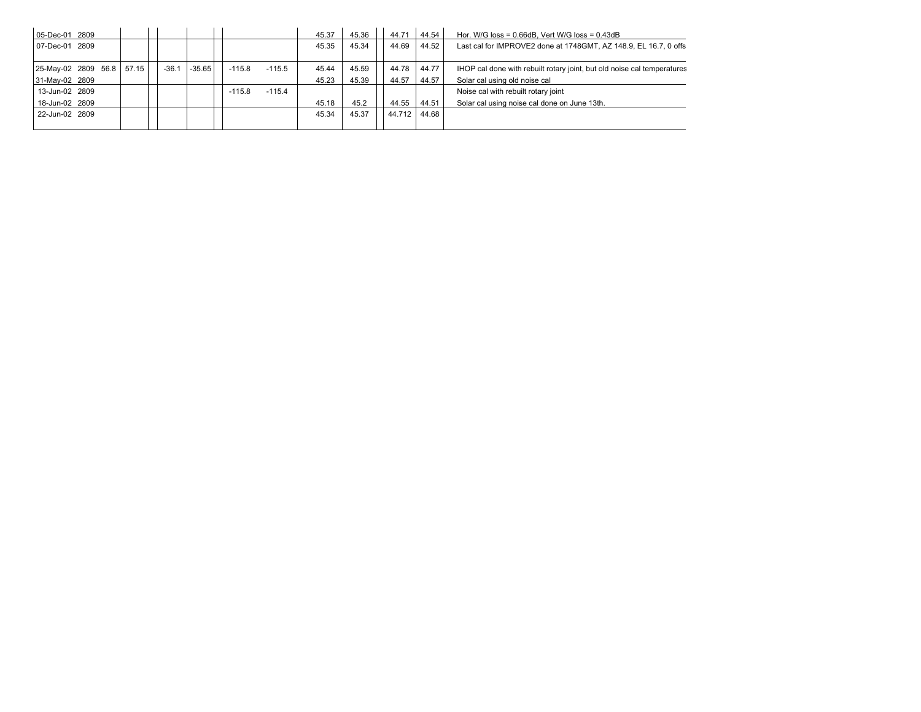| | | | | | | | | | | | | | | | |
|---|---|---|---|---|---|---|---|---|---|---|---|---|---|---|---|
| 05-Dec-01 | 2809 | | | | | | | | | 45.37 | 45.36 | | 44.71 | 44.54 | Hor. W/G loss = 0.66dB, Vert W/G loss = 0.43dB |
| 07-Dec-01 | 2809 | | | | | | | | | 45.35 | 45.34 | | 44.69 | 44.52 | Last cal for IMPROVE2 done at 1748GMT, AZ 148.9, EL 16.7, 0 offs |
| 25-May-02 | 2809 | 56.8 | 57.15 | | -36.1 | -35.65 | | -115.8 | -115.5 | 45.44 | 45.59 | | 44.78 | 44.77 | IHOP cal done with rebuilt rotary joint, but old noise cal temperatures |
| 31-May-02 | 2809 | | | | | | | | | 45.23 | 45.39 | | 44.57 | 44.57 | Solar cal using old noise cal |
| 13-Jun-02 | 2809 | | | | | | | -115.8 | -115.4 | | | | | | Noise cal with rebuilt rotary joint |
| 18-Jun-02 | 2809 | | | | | | | | | 45.18 | 45.2 | | 44.55 | 44.51 | Solar cal using noise cal done on June 13th. |
| 22-Jun-02 | 2809 | | | | | | | | | 45.34 | 45.37 | | 44.712 | 44.68 | |